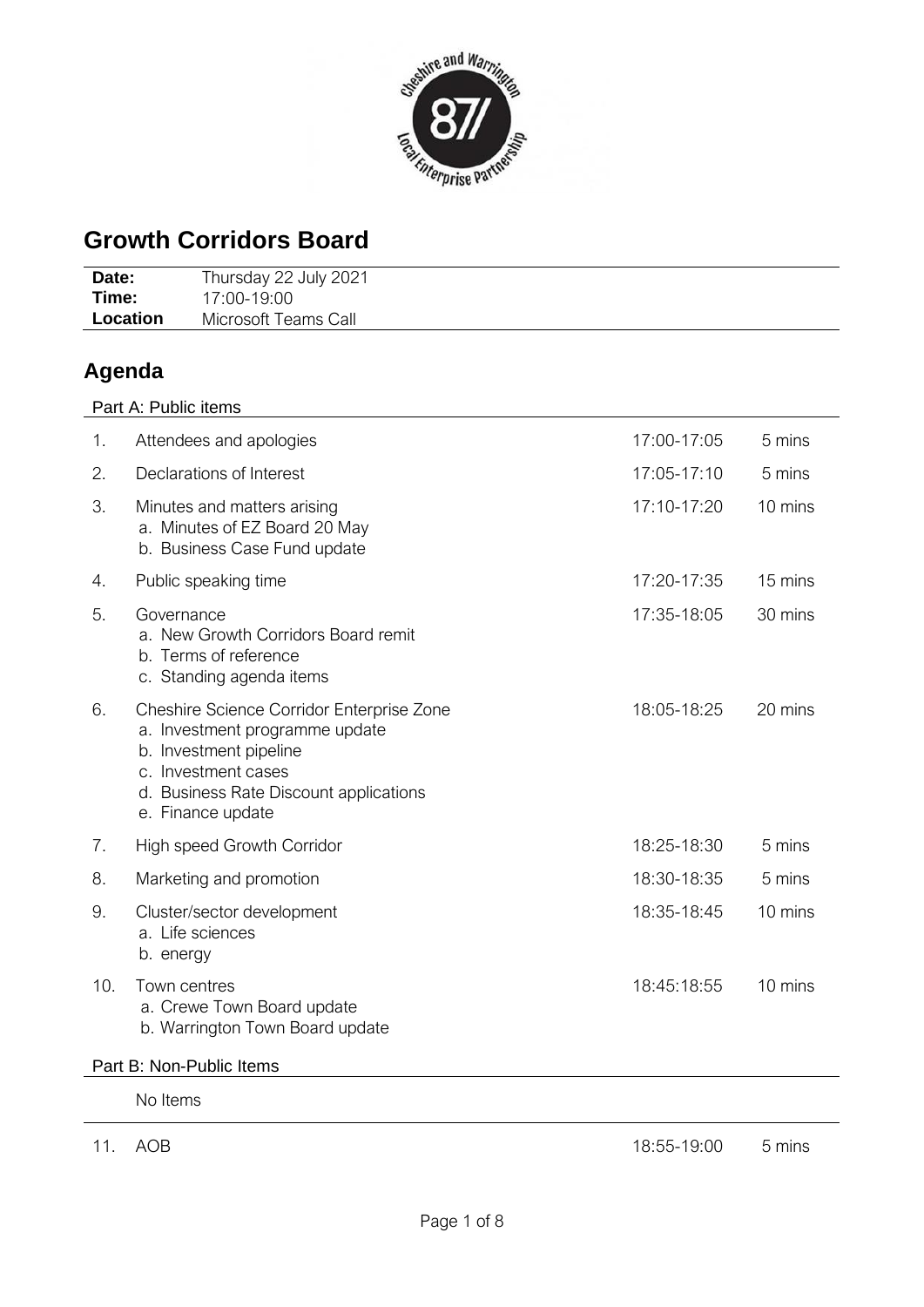# Growth Corridors Board

| | |
|---|---|
| **Date:** | Thursday 22 July 2021 |
| **Time:** | 17:00-19:00 |
| **Location** | Microsoft Teams Call |

## Agenda

Part A: Public items

| | | | |
|---|---|---|---|
| 1. | Attendees and apologies | 17:00-17:05 | 5 mins |
| 2. | Declarations of Interest | 17:05-17:10 | 5 mins |
| 3. | Minutes and matters arising<br>a. Minutes of EZ Board 20 May<br>b. Business Case Fund update | 17:10-17:20 | 10 mins |
| 4. | Public speaking time | 17:20-17:35 | 15 mins |
| 5. | Governance<br>a. New Growth Corridors Board remit<br>b. Terms of reference<br>c. Standing agenda items | 17:35-18:05 | 30 mins |
| 6. | Cheshire Science Corridor Enterprise Zone<br>a. Investment programme update<br>b. Investment pipeline<br>c. Investment cases<br>d. Business Rate Discount applications<br>e. Finance update | 18:05-18:25 | 20 mins |
| 7. | High speed Growth Corridor | 18:25-18:30 | 5 mins |
| 8. | Marketing and promotion | 18:30-18:35 | 5 mins |
| 9. | Cluster/sector development<br>a. Life sciences<br>b. energy | 18:35-18:45 | 10 mins |
| 10. | Town centres<br>a. Crewe Town Board update<br>b. Warrington Town Board update | 18:45:18:55 | 10 mins |

Part B: Non-Public Items

No Items

| | | | |
|---|---|---|---|
| 11. | AOB | 18:55-19:00 | 5 mins |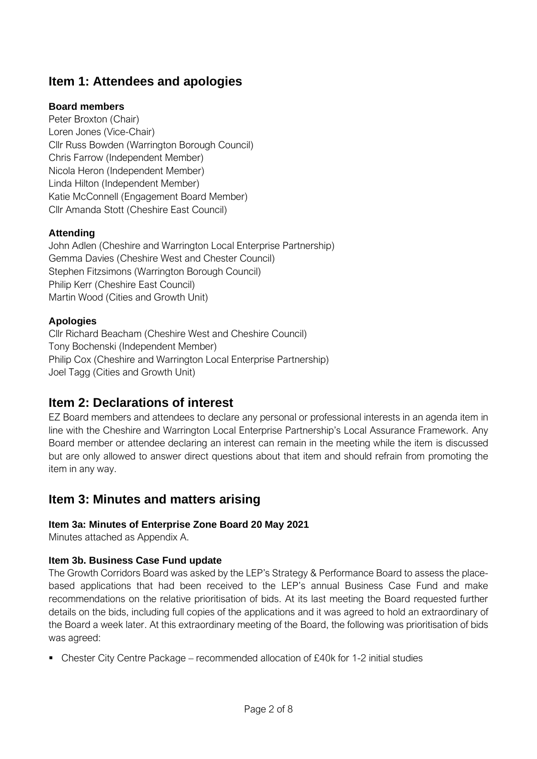## Item 1: Attendees and apologies

**Board members**

Peter Broxton (Chair)
Loren Jones (Vice-Chair)
Cllr Russ Bowden (Warrington Borough Council)
Chris Farrow (Independent Member)
Nicola Heron (Independent Member)
Linda Hilton (Independent Member)
Katie McConnell (Engagement Board Member)
Cllr Amanda Stott (Cheshire East Council)

**Attending**

John Adlen (Cheshire and Warrington Local Enterprise Partnership)
Gemma Davies (Cheshire West and Chester Council)
Stephen Fitzsimons (Warrington Borough Council)
Philip Kerr (Cheshire East Council)
Martin Wood (Cities and Growth Unit)

**Apologies**

Cllr Richard Beacham (Cheshire West and Cheshire Council)
Tony Bochenski (Independent Member)
Philip Cox (Cheshire and Warrington Local Enterprise Partnership)
Joel Tagg (Cities and Growth Unit)

## Item 2: Declarations of interest

EZ Board members and attendees to declare any personal or professional interests in an agenda item in line with the Cheshire and Warrington Local Enterprise Partnership's Local Assurance Framework. Any Board member or attendee declaring an interest can remain in the meeting while the item is discussed but are only allowed to answer direct questions about that item and should refrain from promoting the item in any way.

## Item 3: Minutes and matters arising

### Item 3a: Minutes of Enterprise Zone Board 20 May 2021

Minutes attached as Appendix A.

### Item 3b. Business Case Fund update

The Growth Corridors Board was asked by the LEP's Strategy & Performance Board to assess the place-based applications that had been received to the LEP's annual Business Case Fund and make recommendations on the relative prioritisation of bids. At its last meeting the Board requested further details on the bids, including full copies of the applications and it was agreed to hold an extraordinary of the Board a week later. At this extraordinary meeting of the Board, the following was prioritisation of bids was agreed:

- Chester City Centre Package – recommended allocation of £40k for 1-2 initial studies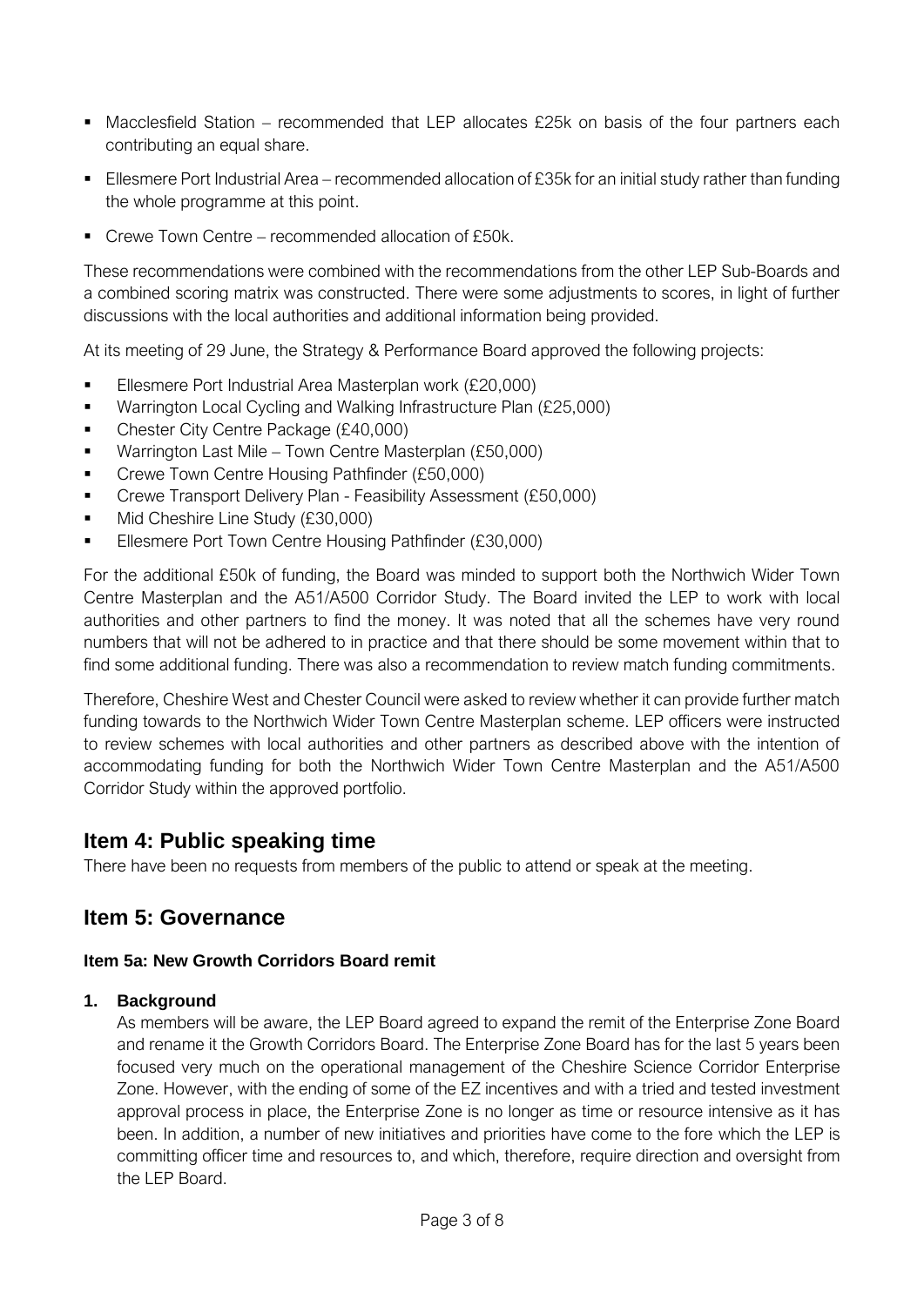- Macclesfield Station – recommended that LEP allocates £25k on basis of the four partners each contributing an equal share.
- Ellesmere Port Industrial Area – recommended allocation of £35k for an initial study rather than funding the whole programme at this point.
- Crewe Town Centre – recommended allocation of £50k.

These recommendations were combined with the recommendations from the other LEP Sub-Boards and a combined scoring matrix was constructed. There were some adjustments to scores, in light of further discussions with the local authorities and additional information being provided.

At its meeting of 29 June, the Strategy & Performance Board approved the following projects:

- Ellesmere Port Industrial Area Masterplan work (£20,000)
- Warrington Local Cycling and Walking Infrastructure Plan (£25,000)
- Chester City Centre Package (£40,000)
- Warrington Last Mile – Town Centre Masterplan (£50,000)
- Crewe Town Centre Housing Pathfinder (£50,000)
- Crewe Transport Delivery Plan - Feasibility Assessment (£50,000)
- Mid Cheshire Line Study (£30,000)
- Ellesmere Port Town Centre Housing Pathfinder (£30,000)

For the additional £50k of funding, the Board was minded to support both the Northwich Wider Town Centre Masterplan and the A51/A500 Corridor Study. The Board invited the LEP to work with local authorities and other partners to find the money. It was noted that all the schemes have very round numbers that will not be adhered to in practice and that there should be some movement within that to find some additional funding. There was also a recommendation to review match funding commitments.

Therefore, Cheshire West and Chester Council were asked to review whether it can provide further match funding towards to the Northwich Wider Town Centre Masterplan scheme. LEP officers were instructed to review schemes with local authorities and other partners as described above with the intention of accommodating funding for both the Northwich Wider Town Centre Masterplan and the A51/A500 Corridor Study within the approved portfolio.

## Item 4: Public speaking time

There have been no requests from members of the public to attend or speak at the meeting.

## Item 5: Governance

### Item 5a: New Growth Corridors Board remit

**1. Background**

As members will be aware, the LEP Board agreed to expand the remit of the Enterprise Zone Board and rename it the Growth Corridors Board. The Enterprise Zone Board has for the last 5 years been focused very much on the operational management of the Cheshire Science Corridor Enterprise Zone. However, with the ending of some of the EZ incentives and with a tried and tested investment approval process in place, the Enterprise Zone is no longer as time or resource intensive as it has been. In addition, a number of new initiatives and priorities have come to the fore which the LEP is committing officer time and resources to, and which, therefore, require direction and oversight from the LEP Board.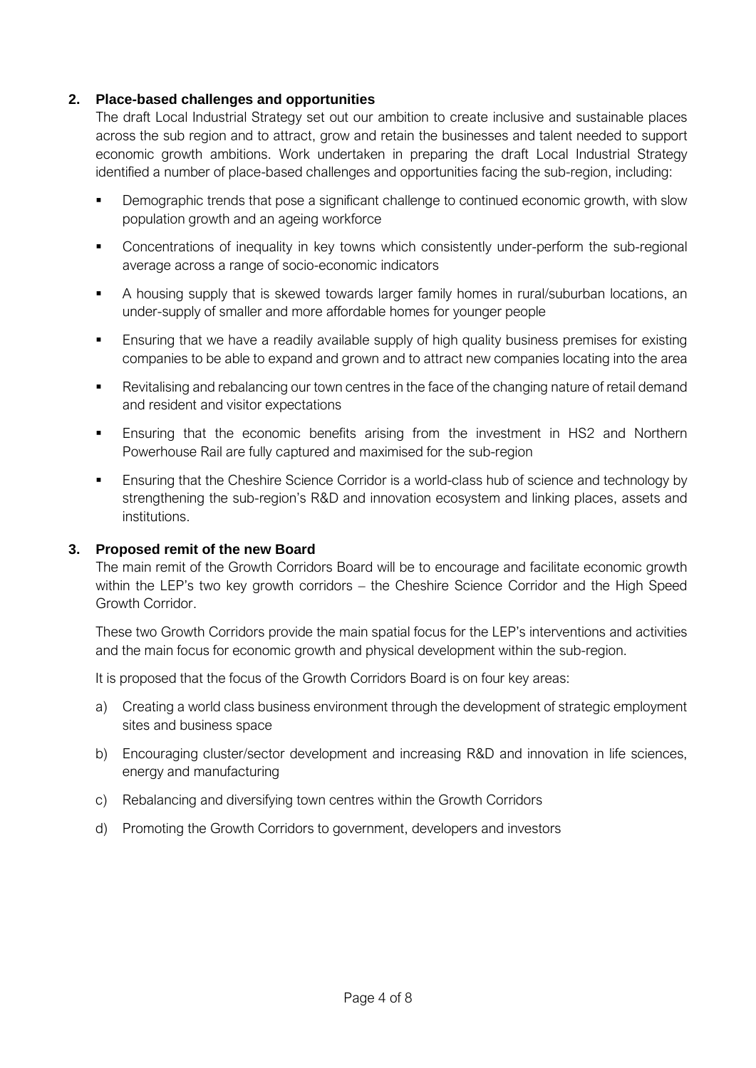## 2. Place-based challenges and opportunities

The draft Local Industrial Strategy set out our ambition to create inclusive and sustainable places across the sub region and to attract, grow and retain the businesses and talent needed to support economic growth ambitions. Work undertaken in preparing the draft Local Industrial Strategy identified a number of place-based challenges and opportunities facing the sub-region, including:

- Demographic trends that pose a significant challenge to continued economic growth, with slow population growth and an ageing workforce
- Concentrations of inequality in key towns which consistently under-perform the sub-regional average across a range of socio-economic indicators
- A housing supply that is skewed towards larger family homes in rural/suburban locations, an under-supply of smaller and more affordable homes for younger people
- Ensuring that we have a readily available supply of high quality business premises for existing companies to be able to expand and grown and to attract new companies locating into the area
- Revitalising and rebalancing our town centres in the face of the changing nature of retail demand and resident and visitor expectations
- Ensuring that the economic benefits arising from the investment in HS2 and Northern Powerhouse Rail are fully captured and maximised for the sub-region
- Ensuring that the Cheshire Science Corridor is a world-class hub of science and technology by strengthening the sub-region's R&D and innovation ecosystem and linking places, assets and institutions.

## 3. Proposed remit of the new Board

The main remit of the Growth Corridors Board will be to encourage and facilitate economic growth within the LEP's two key growth corridors – the Cheshire Science Corridor and the High Speed Growth Corridor.

These two Growth Corridors provide the main spatial focus for the LEP's interventions and activities and the main focus for economic growth and physical development within the sub-region.

It is proposed that the focus of the Growth Corridors Board is on four key areas:

a) Creating a world class business environment through the development of strategic employment sites and business space

b) Encouraging cluster/sector development and increasing R&D and innovation in life sciences, energy and manufacturing

c) Rebalancing and diversifying town centres within the Growth Corridors

d) Promoting the Growth Corridors to government, developers and investors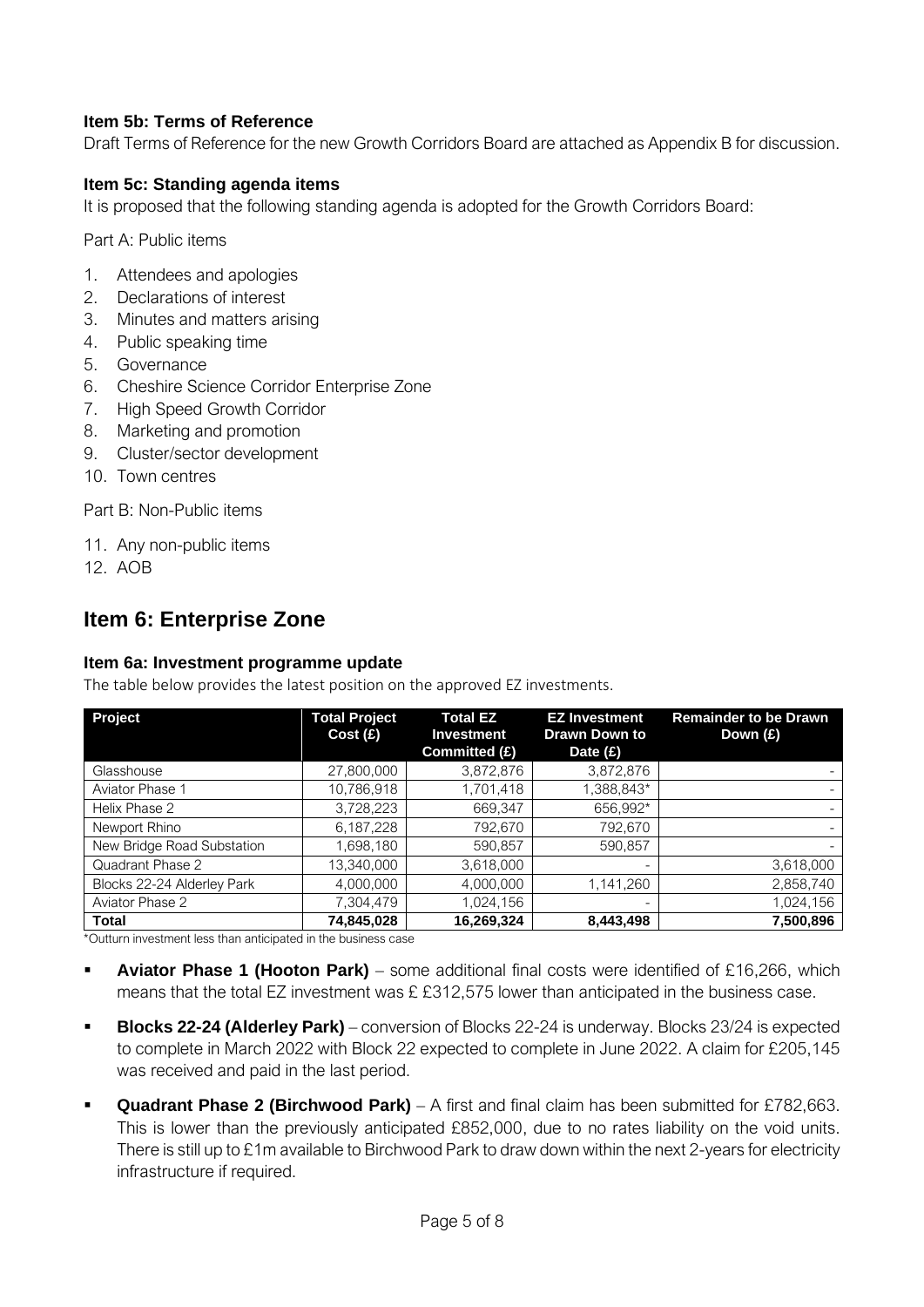### Item 5b: Terms of Reference

Draft Terms of Reference for the new Growth Corridors Board are attached as Appendix B for discussion.

### Item 5c: Standing agenda items

It is proposed that the following standing agenda is adopted for the Growth Corridors Board:

Part A: Public items

1. Attendees and apologies
2. Declarations of interest
3. Minutes and matters arising
4. Public speaking time
5. Governance
6. Cheshire Science Corridor Enterprise Zone
7. High Speed Growth Corridor
8. Marketing and promotion
9. Cluster/sector development
10. Town centres

Part B: Non-Public items

11. Any non-public items
12. AOB

## Item 6: Enterprise Zone

### Item 6a: Investment programme update

The table below provides the latest position on the approved EZ investments.

| Project | Total Project Cost (£) | Total EZ Investment Committed (£) | EZ Investment Drawn Down to Date (£) | Remainder to be Drawn Down (£) |
|---|---|---|---|---|
| Glasshouse | 27,800,000 | 3,872,876 | 3,872,876 | - |
| Aviator Phase 1 | 10,786,918 | 1,701,418 | 1,388,843* | - |
| Helix Phase 2 | 3,728,223 | 669,347 | 656,992* | - |
| Newport Rhino | 6,187,228 | 792,670 | 792,670 | - |
| New Bridge Road Substation | 1,698,180 | 590,857 | 590,857 | - |
| Quadrant Phase 2 | 13,340,000 | 3,618,000 | - | 3,618,000 |
| Blocks 22-24 Alderley Park | 4,000,000 | 4,000,000 | 1,141,260 | 2,858,740 |
| Aviator Phase 2 | 7,304,479 | 1,024,156 | - | 1,024,156 |
| **Total** | **74,845,028** | **16,269,324** | **8,443,498** | **7,500,896** |

*Outturn investment less than anticipated in the business case

- **Aviator Phase 1 (Hooton Park)** – some additional final costs were identified of £16,266, which means that the total EZ investment was £ £312,575 lower than anticipated in the business case.
- **Blocks 22-24 (Alderley Park)** – conversion of Blocks 22-24 is underway. Blocks 23/24 is expected to complete in March 2022 with Block 22 expected to complete in June 2022. A claim for £205,145 was received and paid in the last period.
- **Quadrant Phase 2 (Birchwood Park)** – A first and final claim has been submitted for £782,663. This is lower than the previously anticipated £852,000, due to no rates liability on the void units. There is still up to £1m available to Birchwood Park to draw down within the next 2-years for electricity infrastructure if required.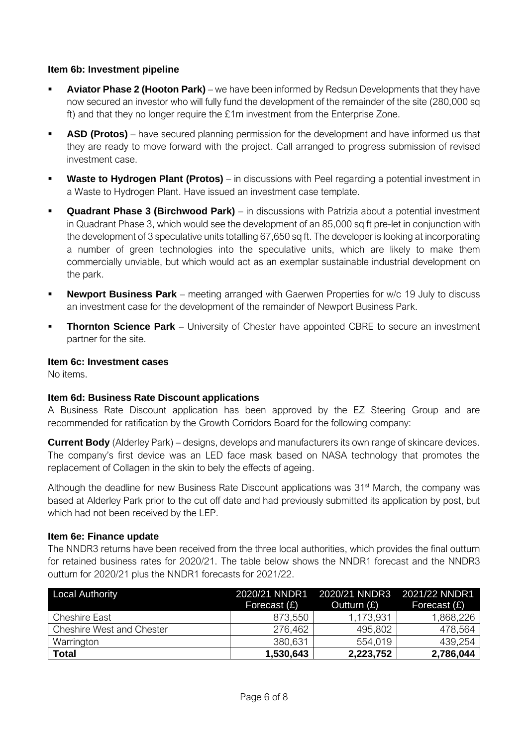### Item 6b: Investment pipeline

- **Aviator Phase 2 (Hooton Park)** – we have been informed by Redsun Developments that they have now secured an investor who will fully fund the development of the remainder of the site (280,000 sq ft) and that they no longer require the £1m investment from the Enterprise Zone.
- **ASD (Protos)** – have secured planning permission for the development and have informed us that they are ready to move forward with the project. Call arranged to progress submission of revised investment case.
- **Waste to Hydrogen Plant (Protos)** – in discussions with Peel regarding a potential investment in a Waste to Hydrogen Plant. Have issued an investment case template.
- **Quadrant Phase 3 (Birchwood Park)** – in discussions with Patrizia about a potential investment in Quadrant Phase 3, which would see the development of an 85,000 sq ft pre-let in conjunction with the development of 3 speculative units totalling 67,650 sq ft. The developer is looking at incorporating a number of green technologies into the speculative units, which are likely to make them commercially unviable, but which would act as an exemplar sustainable industrial development on the park.
- **Newport Business Park** – meeting arranged with Gaerwen Properties for w/c 19 July to discuss an investment case for the development of the remainder of Newport Business Park.
- **Thornton Science Park** – University of Chester have appointed CBRE to secure an investment partner for the site.

### Item 6c: Investment cases

No items.

### Item 6d: Business Rate Discount applications

A Business Rate Discount application has been approved by the EZ Steering Group and are recommended for ratification by the Growth Corridors Board for the following company:

**Current Body** (Alderley Park) – designs, develops and manufacturers its own range of skincare devices. The company's first device was an LED face mask based on NASA technology that promotes the replacement of Collagen in the skin to bely the effects of ageing.

Although the deadline for new Business Rate Discount applications was 31st March, the company was based at Alderley Park prior to the cut off date and had previously submitted its application by post, but which had not been received by the LEP.

### Item 6e: Finance update

The NNDR3 returns have been received from the three local authorities, which provides the final outturn for retained business rates for 2020/21. The table below shows the NNDR1 forecast and the NNDR3 outturn for 2020/21 plus the NNDR1 forecasts for 2021/22.

| Local Authority | 2020/21 NNDR1 Forecast (£) | 2020/21 NNDR3 Outturn (£) | 2021/22 NNDR1 Forecast (£) |
|---|---|---|---|
| Cheshire East | 873,550 | 1,173,931 | 1,868,226 |
| Cheshire West and Chester | 276,462 | 495,802 | 478,564 |
| Warrington | 380,631 | 554,019 | 439,254 |
| **Total** | **1,530,643** | **2,223,752** | **2,786,044** |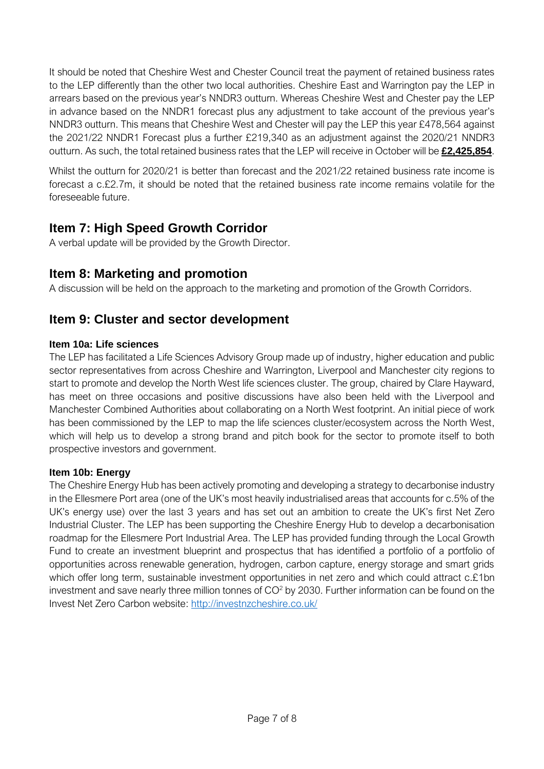It should be noted that Cheshire West and Chester Council treat the payment of retained business rates to the LEP differently than the other two local authorities. Cheshire East and Warrington pay the LEP in arrears based on the previous year's NNDR3 outturn. Whereas Cheshire West and Chester pay the LEP in advance based on the NNDR1 forecast plus any adjustment to take account of the previous year's NNDR3 outturn. This means that Cheshire West and Chester will pay the LEP this year £478,564 against the 2021/22 NNDR1 Forecast plus a further £219,340 as an adjustment against the 2020/21 NNDR3 outturn. As such, the total retained business rates that the LEP will receive in October will be **£2,425,854**.

Whilst the outturn for 2020/21 is better than forecast and the 2021/22 retained business rate income is forecast a c.£2.7m, it should be noted that the retained business rate income remains volatile for the foreseeable future.

## Item 7: High Speed Growth Corridor

A verbal update will be provided by the Growth Director.

## Item 8: Marketing and promotion

A discussion will be held on the approach to the marketing and promotion of the Growth Corridors.

## Item 9: Cluster and sector development

### Item 10a: Life sciences

The LEP has facilitated a Life Sciences Advisory Group made up of industry, higher education and public sector representatives from across Cheshire and Warrington, Liverpool and Manchester city regions to start to promote and develop the North West life sciences cluster. The group, chaired by Clare Hayward, has meet on three occasions and positive discussions have also been held with the Liverpool and Manchester Combined Authorities about collaborating on a North West footprint. An initial piece of work has been commissioned by the LEP to map the life sciences cluster/ecosystem across the North West, which will help us to develop a strong brand and pitch book for the sector to promote itself to both prospective investors and government.

### Item 10b: Energy

The Cheshire Energy Hub has been actively promoting and developing a strategy to decarbonise industry in the Ellesmere Port area (one of the UK's most heavily industrialised areas that accounts for c.5% of the UK's energy use) over the last 3 years and has set out an ambition to create the UK's first Net Zero Industrial Cluster. The LEP has been supporting the Cheshire Energy Hub to develop a decarbonisation roadmap for the Ellesmere Port Industrial Area. The LEP has provided funding through the Local Growth Fund to create an investment blueprint and prospectus that has identified a portfolio of a portfolio of opportunities across renewable generation, hydrogen, carbon capture, energy storage and smart grids which offer long term, sustainable investment opportunities in net zero and which could attract c.£1bn investment and save nearly three million tonnes of $CO^2$ by 2030. Further information can be found on the Invest Net Zero Carbon website: [http://investnzcheshire.co.uk/](http://investnzcheshire.co.uk/)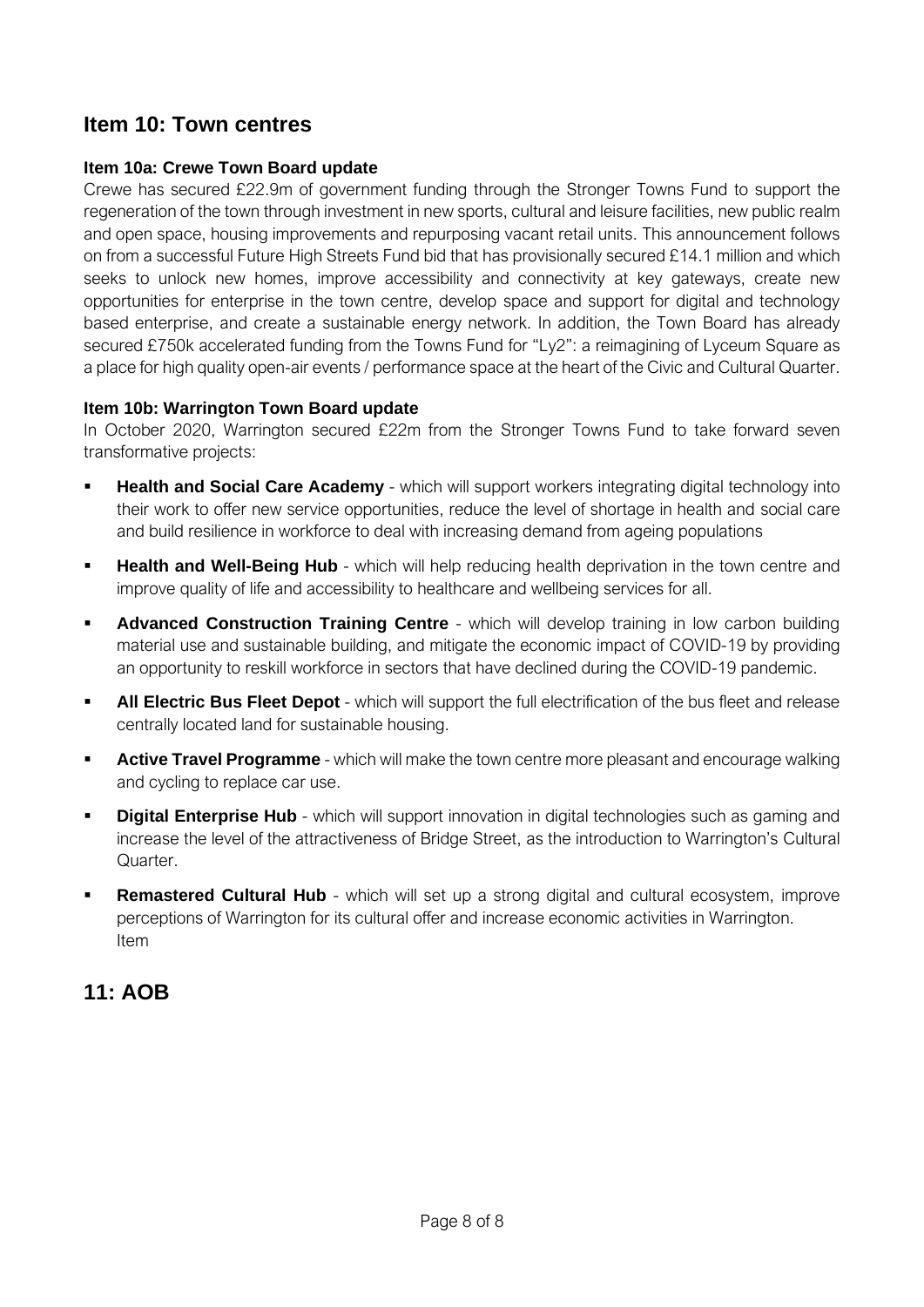## Item 10: Town centres

### Item 10a: Crewe Town Board update

Crewe has secured £22.9m of government funding through the Stronger Towns Fund to support the regeneration of the town through investment in new sports, cultural and leisure facilities, new public realm and open space, housing improvements and repurposing vacant retail units. This announcement follows on from a successful Future High Streets Fund bid that has provisionally secured £14.1 million and which seeks to unlock new homes, improve accessibility and connectivity at key gateways, create new opportunities for enterprise in the town centre, develop space and support for digital and technology based enterprise, and create a sustainable energy network. In addition, the Town Board has already secured £750k accelerated funding from the Towns Fund for "Ly2": a reimagining of Lyceum Square as a place for high quality open-air events / performance space at the heart of the Civic and Cultural Quarter.

### Item 10b: Warrington Town Board update

In October 2020, Warrington secured £22m from the Stronger Towns Fund to take forward seven transformative projects:

- **Health and Social Care Academy** - which will support workers integrating digital technology into their work to offer new service opportunities, reduce the level of shortage in health and social care and build resilience in workforce to deal with increasing demand from ageing populations
- **Health and Well-Being Hub** - which will help reducing health deprivation in the town centre and improve quality of life and accessibility to healthcare and wellbeing services for all.
- **Advanced Construction Training Centre** - which will develop training in low carbon building material use and sustainable building, and mitigate the economic impact of COVID-19 by providing an opportunity to reskill workforce in sectors that have declined during the COVID-19 pandemic.
- **All Electric Bus Fleet Depot** - which will support the full electrification of the bus fleet and release centrally located land for sustainable housing.
- **Active Travel Programme** - which will make the town centre more pleasant and encourage walking and cycling to replace car use.
- **Digital Enterprise Hub** - which will support innovation in digital technologies such as gaming and increase the level of the attractiveness of Bridge Street, as the introduction to Warrington's Cultural Quarter.
- **Remastered Cultural Hub** - which will set up a strong digital and cultural ecosystem, improve perceptions of Warrington for its cultural offer and increase economic activities in Warrington.
  Item

## 11: AOB